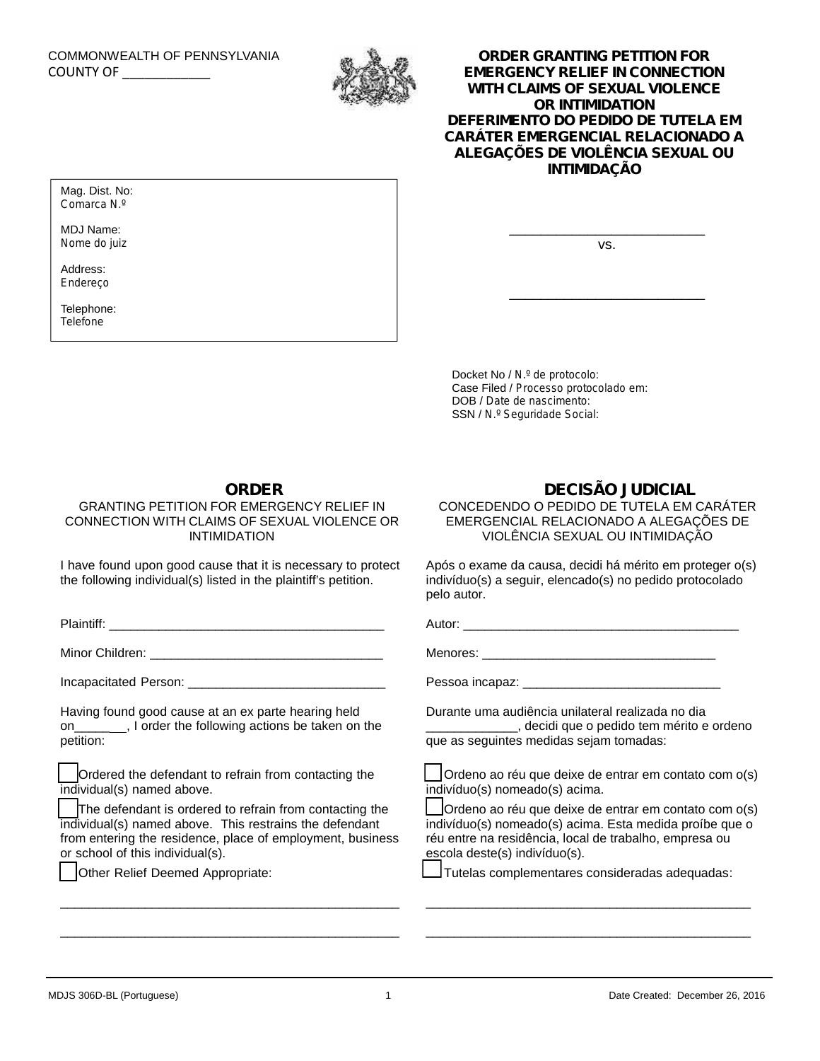COMMONWEALTH OF PENNSYLVANIA
COUNTY OF ____________

# ORDER GRANTING PETITION FOR EMERGENCY RELIEF IN CONNECTION WITH CLAIMS OF SEXUAL VIOLENCE OR INTIMIDATION
# DEFERIMENTO DO PEDIDO DE TUTELA EM CARÁTER EMERGENCIAL RELACIONADO A ALEGAÇÕES DE VIOLÊNCIA SEXUAL OU INTIMIDAÇÃO

Mag. Dist. No:
Comarca N.º

MDJ Name:
Nome do juiz

Address:
Endereço

Telephone:
Telefone

___________________________
vs.

___________________________

Docket No / N.º de protocolo:
Case Filed / Processo protocolado em:
DOB / Date de nascimento:
SSN / N.º Seguridade Social:

## ORDER

GRANTING PETITION FOR EMERGENCY RELIEF IN CONNECTION WITH CLAIMS OF SEXUAL VIOLENCE OR INTIMIDATION

I have found upon good cause that it is necessary to protect the following individual(s) listed in the plaintiff's petition.

Plaintiff: _______________________________________

Minor Children: _________________________________

Incapacitated Person: ____________________________

Having found good cause at an ex parte hearing held on_______, I order the following actions be taken on the petition:

☐ Ordered the defendant to refrain from contacting the individual(s) named above.

☐ The defendant is ordered to refrain from contacting the individual(s) named above. This restrains the defendant from entering the residence, place of employment, business or school of this individual(s).

☐ Other Relief Deemed Appropriate:

_________________________________________________

_________________________________________________

## DECISÃO JUDICIAL

CONCEDENDO O PEDIDO DE TUTELA EM CARÁTER EMERGENCIAL RELACIONADO A ALEGAÇÕES DE VIOLÊNCIA SEXUAL OU INTIMIDAÇÃO

Após o exame da causa, decidi há mérito em proteger o(s) indivíduo(s) a seguir, elencado(s) no pedido protocolado pelo autor.

Autor: _______________________________________

Menores: _________________________________

Pessoa incapaz: ____________________________

Durante uma audiência unilateral realizada no dia ____________, decidi que o pedido tem mérito e ordeno que as seguintes medidas sejam tomadas:

☐ Ordeno ao réu que deixe de entrar em contato com o(s) indivíduo(s) nomeado(s) acima.

☐ Ordeno ao réu que deixe de entrar em contato com o(s) indivíduo(s) nomeado(s) acima. Esta medida proíbe que o réu entre na residência, local de trabalho, empresa ou escola deste(s) indivíduo(s).

☐ Tutelas complementares consideradas adequadas:

_______________________________________________

_______________________________________________

MDJS 306D-BL (Portuguese) Date Created: December 26, 2016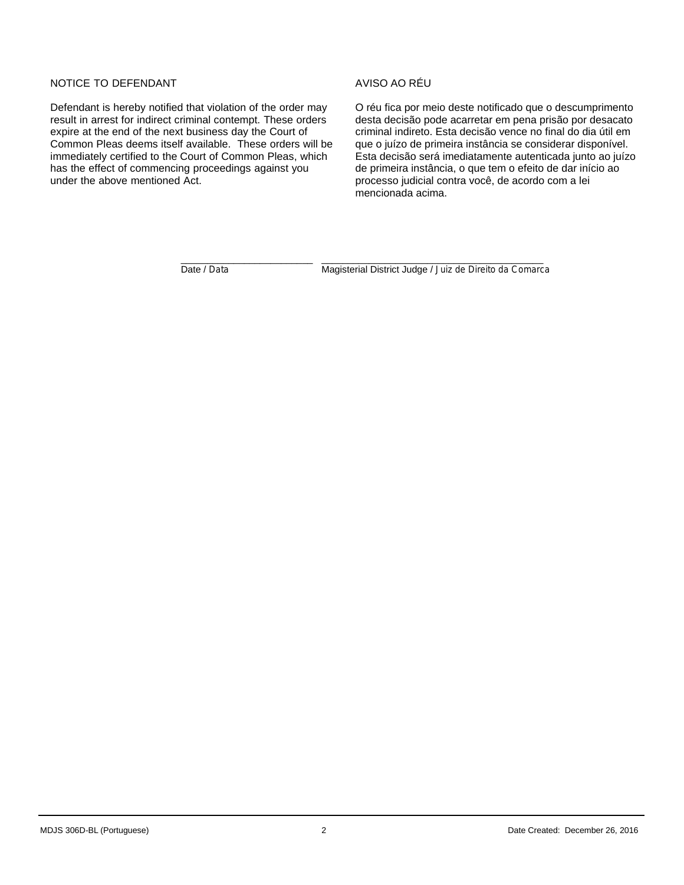## NOTICE TO DEFENDANT

Defendant is hereby notified that violation of the order may result in arrest for indirect criminal contempt. These orders expire at the end of the next business day the Court of Common Pleas deems itself available. These orders will be immediately certified to the Court of Common Pleas, which has the effect of commencing proceedings against you under the above mentioned Act.

## AVISO AO RÉU

O réu fica por meio deste notificado que o descumprimento desta decisão pode acarretar em pena prisão por desacato criminal indireto. Esta decisão vence no final do dia útil em que o juízo de primeira instância se considerar disponível. Esta decisão será imediatamente autenticada junto ao juízo de primeira instância, o que tem o efeito de dar início ao processo judicial contra você, de acordo com a lei mencionada acima.

\_\_\_\_\_\_\_\_\_\_\_\_\_\_\_\_\_\_\_\_\_\_\_\_ \_\_\_\_\_\_\_\_\_\_\_\_\_\_\_\_\_\_\_\_\_\_\_\_\_\_\_\_\_\_\_\_\_\_\_\_\_\_\_\_\_\_

Date / Data Magisterial District Judge / Juiz de Direito da Comarca

MDJS 306D-BL (Portuguese) Date Created: December 26, 2016